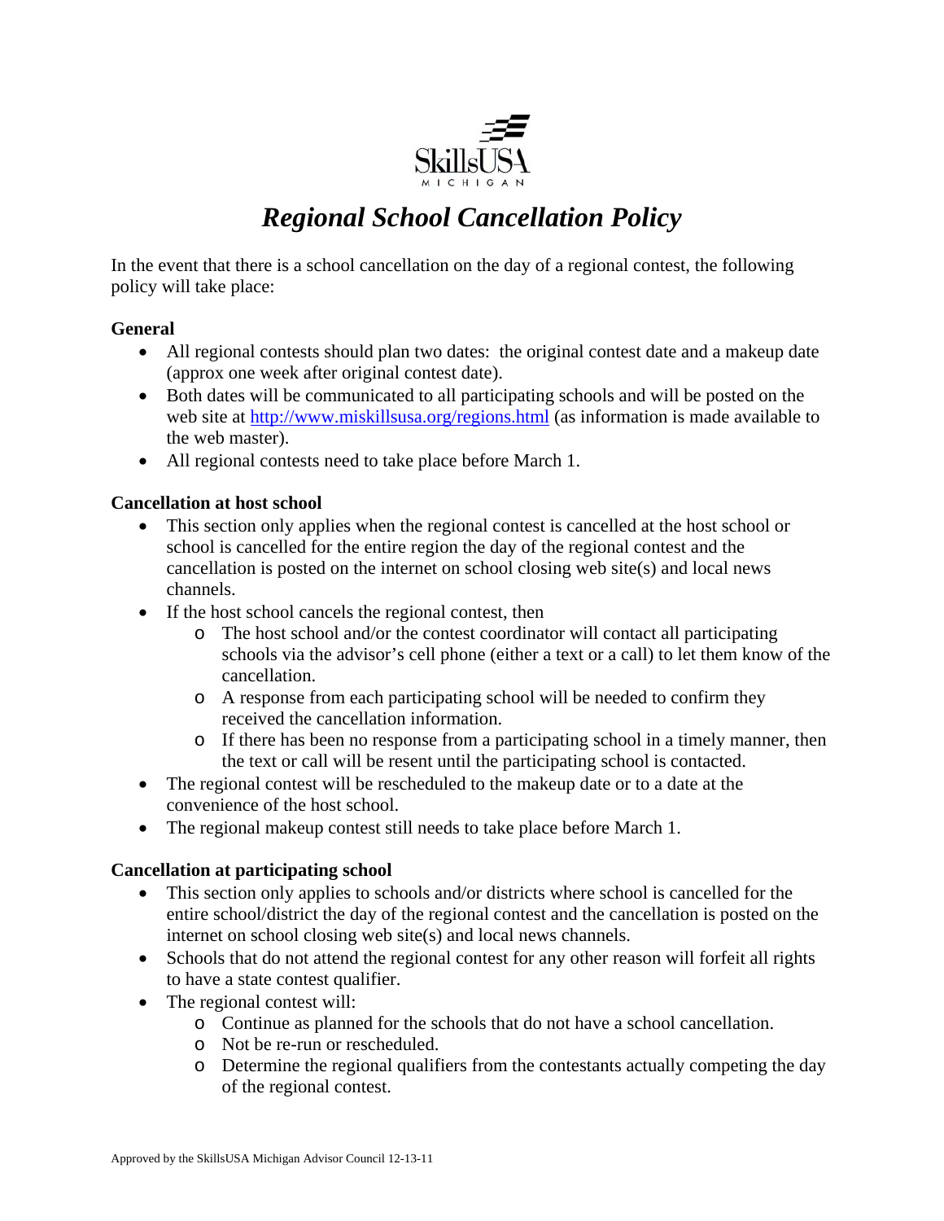SkillsUSA MICHIGAN

# *Regional School Cancellation Policy*

In the event that there is a school cancellation on the day of a regional contest, the following policy will take place:

**General**

- All regional contests should plan two dates: the original contest date and a makeup date (approx one week after original contest date).
- Both dates will be communicated to all participating schools and will be posted on the web site at http://www.miskillsusa.org/regions.html (as information is made available to the web master).
- All regional contests need to take place before March 1.

**Cancellation at host school**

- This section only applies when the regional contest is cancelled at the host school or school is cancelled for the entire region the day of the regional contest and the cancellation is posted on the internet on school closing web site(s) and local news channels.
- If the host school cancels the regional contest, then
  - The host school and/or the contest coordinator will contact all participating schools via the advisor's cell phone (either a text or a call) to let them know of the cancellation.
  - A response from each participating school will be needed to confirm they received the cancellation information.
  - If there has been no response from a participating school in a timely manner, then the text or call will be resent until the participating school is contacted.
- The regional contest will be rescheduled to the makeup date or to a date at the convenience of the host school.
- The regional makeup contest still needs to take place before March 1.

**Cancellation at participating school**

- This section only applies to schools and/or districts where school is cancelled for the entire school/district the day of the regional contest and the cancellation is posted on the internet on school closing web site(s) and local news channels.
- Schools that do not attend the regional contest for any other reason will forfeit all rights to have a state contest qualifier.
- The regional contest will:
  - Continue as planned for the schools that do not have a school cancellation.
  - Not be re-run or rescheduled.
  - Determine the regional qualifiers from the contestants actually competing the day of the regional contest.

Approved by the SkillsUSA Michigan Advisor Council 12-13-11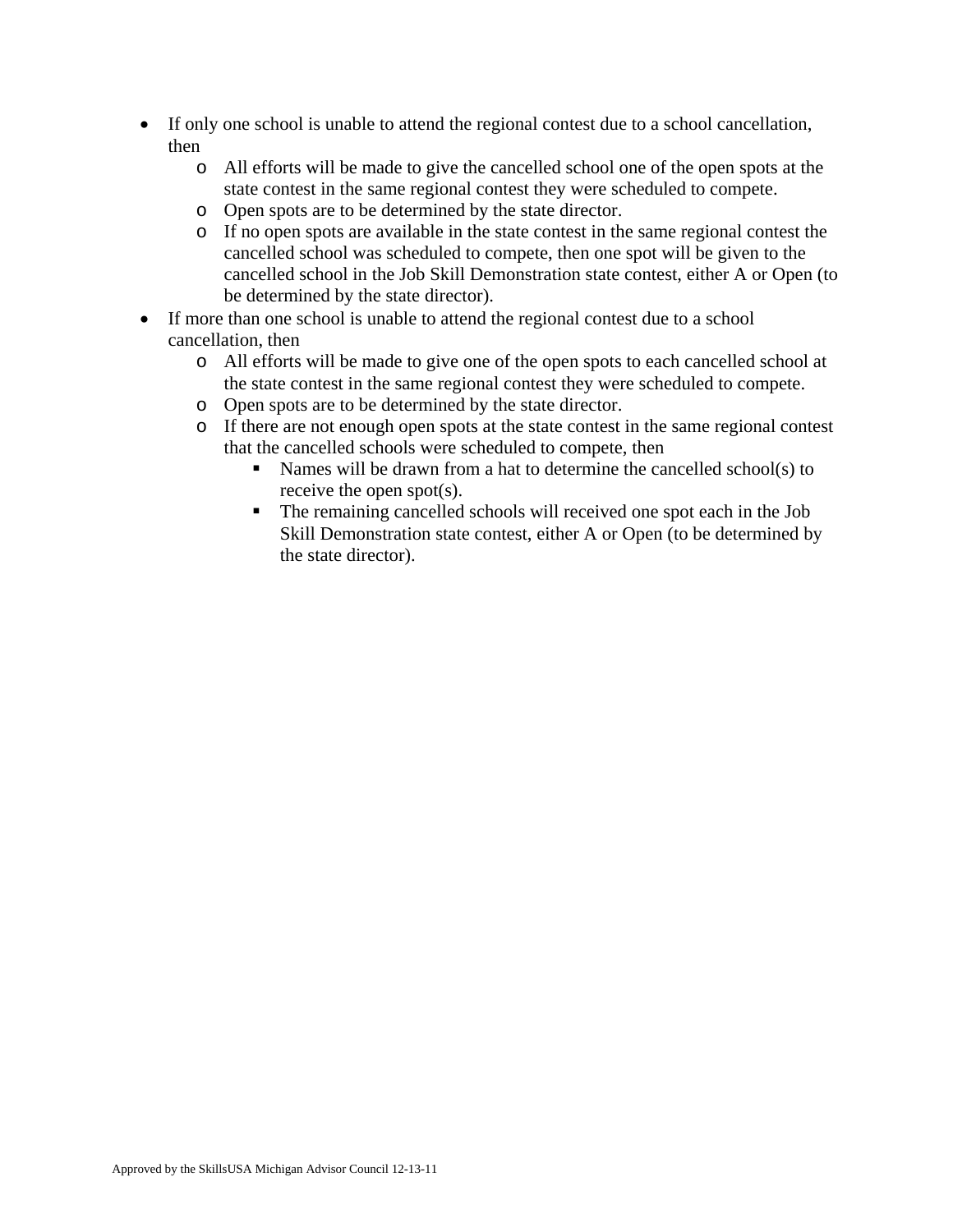- If only one school is unable to attend the regional contest due to a school cancellation, then
  - All efforts will be made to give the cancelled school one of the open spots at the state contest in the same regional contest they were scheduled to compete.
  - Open spots are to be determined by the state director.
  - If no open spots are available in the state contest in the same regional contest the cancelled school was scheduled to compete, then one spot will be given to the cancelled school in the Job Skill Demonstration state contest, either A or Open (to be determined by the state director).
- If more than one school is unable to attend the regional contest due to a school cancellation, then
  - All efforts will be made to give one of the open spots to each cancelled school at the state contest in the same regional contest they were scheduled to compete.
  - Open spots are to be determined by the state director.
  - If there are not enough open spots at the state contest in the same regional contest that the cancelled schools were scheduled to compete, then
    - Names will be drawn from a hat to determine the cancelled school(s) to receive the open spot(s).
    - The remaining cancelled schools will received one spot each in the Job Skill Demonstration state contest, either A or Open (to be determined by the state director).

Approved by the SkillsUSA Michigan Advisor Council 12-13-11